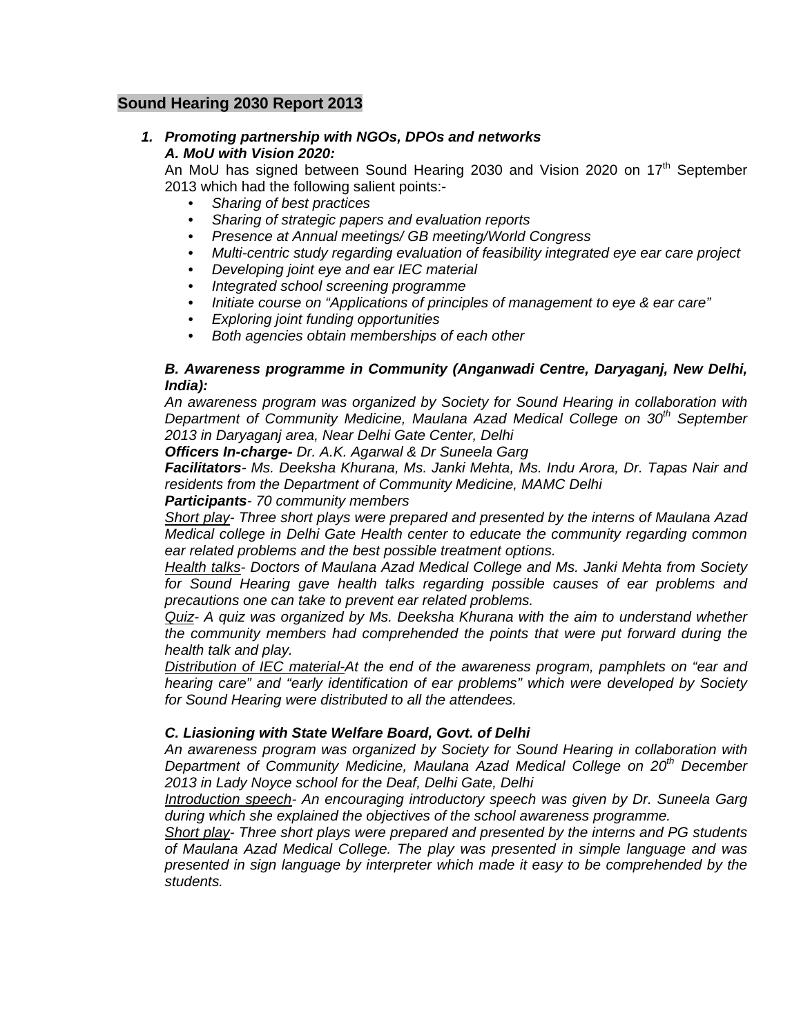# Sound Hearing 2030 Report 2013

1. ***Promoting partnership with NGOs, DPOs and networks***

***A. MoU with Vision 2020:***

An MoU has signed between Sound Hearing 2030 and Vision 2020 on 17th September 2013 which had the following salient points:-

- *Sharing of best practices*
- *Sharing of strategic papers and evaluation reports*
- *Presence at Annual meetings/ GB meeting/World Congress*
- *Multi-centric study regarding evaluation of feasibility integrated eye ear care project*
- *Developing joint eye and ear IEC material*
- *Integrated school screening programme*
- *Initiate course on "Applications of principles of management to eye & ear care"*
- *Exploring joint funding opportunities*
- *Both agencies obtain memberships of each other*

***B. Awareness programme in Community (Anganwadi Centre, Daryaganj, New Delhi, India):***

*An awareness program was organized by Society for Sound Hearing in collaboration with Department of Community Medicine, Maulana Azad Medical College on 30th September 2013 in Daryaganj area, Near Delhi Gate Center, Delhi*

***Officers In-charge-*** *Dr. A.K. Agarwal & Dr Suneela Garg*

***Facilitators****- Ms. Deeksha Khurana, Ms. Janki Mehta, Ms. Indu Arora, Dr. Tapas Nair and residents from the Department of Community Medicine, MAMC Delhi*

***Participants****- 70 community members*

*<u>Short play</u>- Three short plays were prepared and presented by the interns of Maulana Azad Medical college in Delhi Gate Health center to educate the community regarding common ear related problems and the best possible treatment options.*

*<u>Health talks</u>- Doctors of Maulana Azad Medical College and Ms. Janki Mehta from Society for Sound Hearing gave health talks regarding possible causes of ear problems and precautions one can take to prevent ear related problems.*

*<u>Quiz</u>- A quiz was organized by Ms. Deeksha Khurana with the aim to understand whether the community members had comprehended the points that were put forward during the health talk and play.*

*<u>Distribution of IEC material-</u>At the end of the awareness program, pamphlets on "ear and hearing care" and "early identification of ear problems" which were developed by Society for Sound Hearing were distributed to all the attendees.*

***C. Liasioning with State Welfare Board, Govt. of Delhi***

*An awareness program was organized by Society for Sound Hearing in collaboration with Department of Community Medicine, Maulana Azad Medical College on 20th December 2013 in Lady Noyce school for the Deaf, Delhi Gate, Delhi*

*<u>Introduction speech</u>- An encouraging introductory speech was given by Dr. Suneela Garg during which she explained the objectives of the school awareness programme.*

*<u>Short play</u>- Three short plays were prepared and presented by the interns and PG students of Maulana Azad Medical College. The play was presented in simple language and was presented in sign language by interpreter which made it easy to be comprehended by the students.*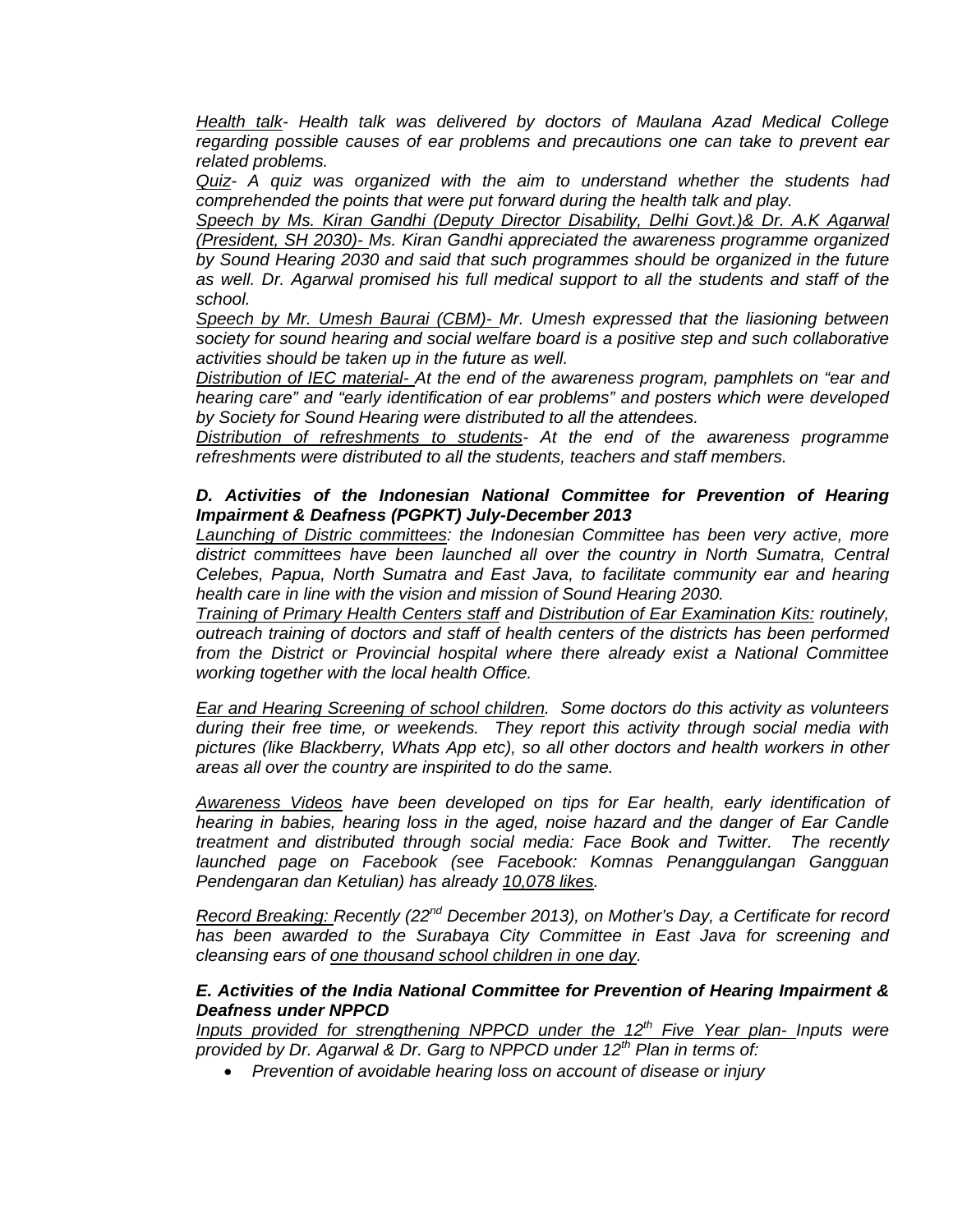*Health talk- Health talk was delivered by doctors of Maulana Azad Medical College regarding possible causes of ear problems and precautions one can take to prevent ear related problems.*

*Quiz- A quiz was organized with the aim to understand whether the students had comprehended the points that were put forward during the health talk and play.*

*Speech by Ms. Kiran Gandhi (Deputy Director Disability, Delhi Govt.)& Dr. A.K Agarwal (President, SH 2030)- Ms. Kiran Gandhi appreciated the awareness programme organized by Sound Hearing 2030 and said that such programmes should be organized in the future as well. Dr. Agarwal promised his full medical support to all the students and staff of the school.*

*Speech by Mr. Umesh Baurai (CBM)- Mr. Umesh expressed that the liasioning between society for sound hearing and social welfare board is a positive step and such collaborative activities should be taken up in the future as well.*

*Distribution of IEC material- At the end of the awareness program, pamphlets on "ear and hearing care" and "early identification of ear problems" and posters which were developed by Society for Sound Hearing were distributed to all the attendees.*

*Distribution of refreshments to students- At the end of the awareness programme refreshments were distributed to all the students, teachers and staff members.*

***D. Activities of the Indonesian National Committee for Prevention of Hearing Impairment & Deafness (PGPKT) July-December 2013***

*Launching of Distric committees: the Indonesian Committee has been very active, more district committees have been launched all over the country in North Sumatra, Central Celebes, Papua, North Sumatra and East Java, to facilitate community ear and hearing health care in line with the vision and mission of Sound Hearing 2030.*

*Training of Primary Health Centers staff and Distribution of Ear Examination Kits: routinely, outreach training of doctors and staff of health centers of the districts has been performed from the District or Provincial hospital where there already exist a National Committee working together with the local health Office.*

*Ear and Hearing Screening of school children. Some doctors do this activity as volunteers during their free time, or weekends. They report this activity through social media with pictures (like Blackberry, Whats App etc), so all other doctors and health workers in other areas all over the country are inspirited to do the same.*

*Awareness Videos have been developed on tips for Ear health, early identification of hearing in babies, hearing loss in the aged, noise hazard and the danger of Ear Candle treatment and distributed through social media: Face Book and Twitter. The recently launched page on Facebook (see Facebook: Komnas Penanggulangan Gangguan Pendengaran dan Ketulian) has already 10,078 likes.*

*Record Breaking: Recently (22nd December 2013), on Mother's Day, a Certificate for record has been awarded to the Surabaya City Committee in East Java for screening and cleansing ears of one thousand school children in one day.*

***E. Activities of the India National Committee for Prevention of Hearing Impairment & Deafness under NPPCD***

*Inputs provided for strengthening NPPCD under the 12th Five Year plan- Inputs were provided by Dr. Agarwal & Dr. Garg to NPPCD under 12th Plan in terms of:*

- *Prevention of avoidable hearing loss on account of disease or injury*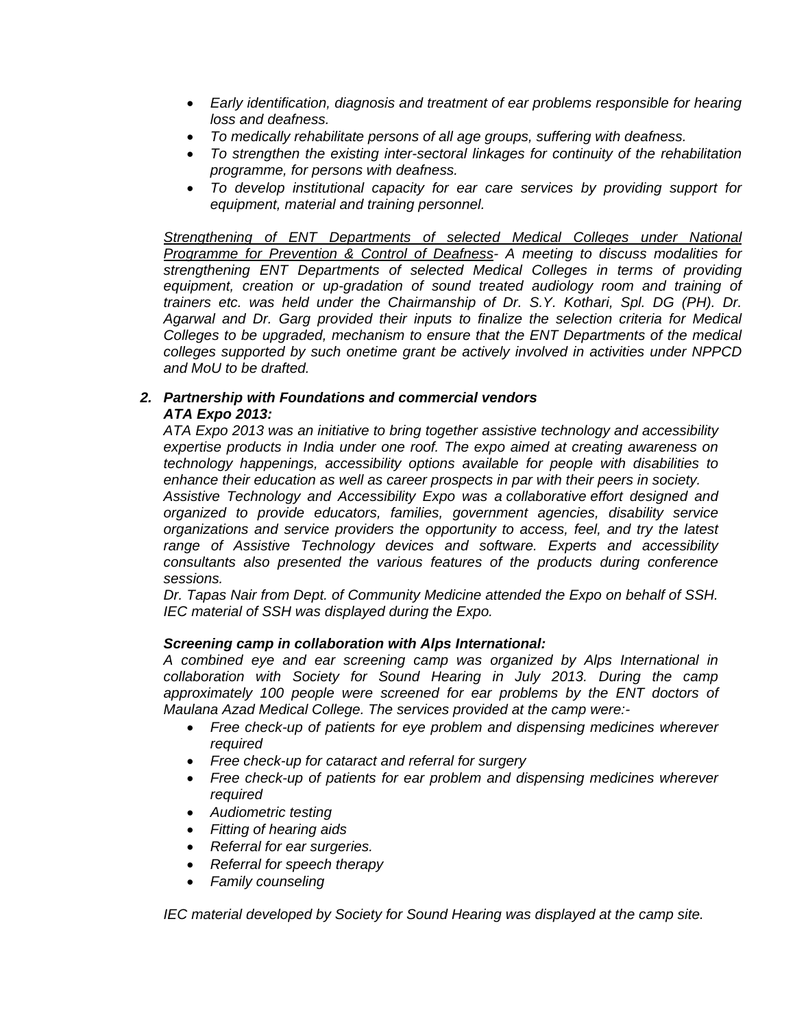- *Early identification, diagnosis and treatment of ear problems responsible for hearing loss and deafness.*
- *To medically rehabilitate persons of all age groups, suffering with deafness.*
- *To strengthen the existing inter-sectoral linkages for continuity of the rehabilitation programme, for persons with deafness.*
- *To develop institutional capacity for ear care services by providing support for equipment, material and training personnel.*

*Strengthening of ENT Departments of selected Medical Colleges under National Programme for Prevention & Control of Deafness- A meeting to discuss modalities for strengthening ENT Departments of selected Medical Colleges in terms of providing equipment, creation or up-gradation of sound treated audiology room and training of trainers etc. was held under the Chairmanship of Dr. S.Y. Kothari, Spl. DG (PH). Dr. Agarwal and Dr. Garg provided their inputs to finalize the selection criteria for Medical Colleges to be upgraded, mechanism to ensure that the ENT Departments of the medical colleges supported by such onetime grant be actively involved in activities under NPPCD and MoU to be drafted.*

***2. Partnership with Foundations and commercial vendors***

***ATA Expo 2013:***

*ATA Expo 2013 was an initiative to bring together assistive technology and accessibility expertise products in India under one roof. The expo aimed at creating awareness on technology happenings, accessibility options available for people with disabilities to enhance their education as well as career prospects in par with their peers in society.*

*Assistive Technology and Accessibility Expo was a collaborative effort designed and organized to provide educators, families, government agencies, disability service organizations and service providers the opportunity to access, feel, and try the latest range of Assistive Technology devices and software. Experts and accessibility consultants also presented the various features of the products during conference sessions.*

*Dr. Tapas Nair from Dept. of Community Medicine attended the Expo on behalf of SSH. IEC material of SSH was displayed during the Expo.*

***Screening camp in collaboration with Alps International:***

*A combined eye and ear screening camp was organized by Alps International in collaboration with Society for Sound Hearing in July 2013. During the camp approximately 100 people were screened for ear problems by the ENT doctors of Maulana Azad Medical College. The services provided at the camp were:-*

- *Free check-up of patients for eye problem and dispensing medicines wherever required*
- *Free check-up for cataract and referral for surgery*
- *Free check-up of patients for ear problem and dispensing medicines wherever required*
- *Audiometric testing*
- *Fitting of hearing aids*
- *Referral for ear surgeries.*
- *Referral for speech therapy*
- *Family counseling*

*IEC material developed by Society for Sound Hearing was displayed at the camp site.*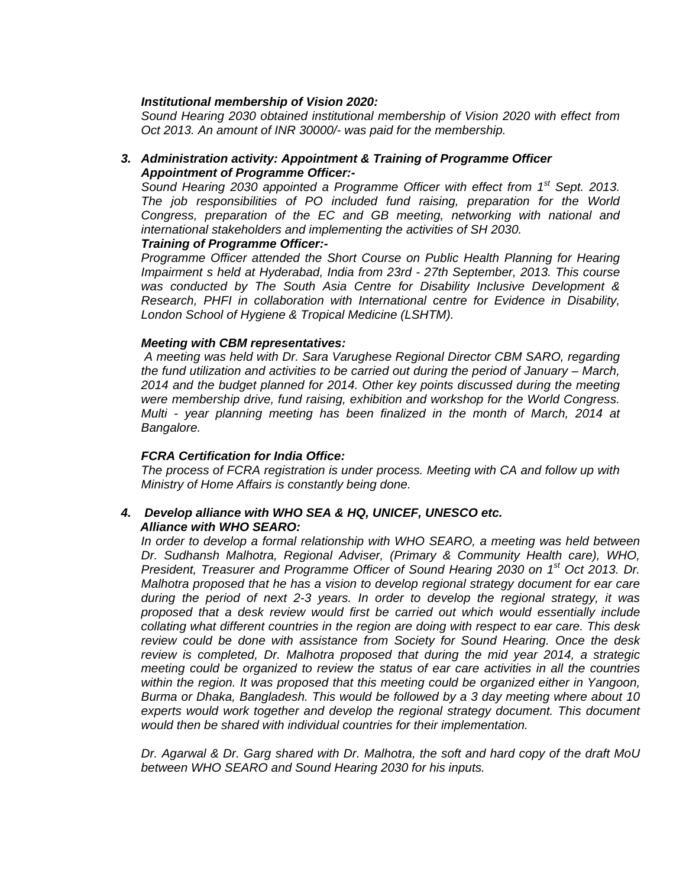***Institutional membership of Vision 2020:***

*Sound Hearing 2030 obtained institutional membership of Vision 2020 with effect from Oct 2013. An amount of INR 30000/- was paid for the membership.*

### ***3. Administration activity: Appointment & Training of Programme Officer***

***Appointment of Programme Officer:-***

*Sound Hearing 2030 appointed a Programme Officer with effect from 1st Sept. 2013. The job responsibilities of PO included fund raising, preparation for the World Congress, preparation of the EC and GB meeting, networking with national and international stakeholders and implementing the activities of SH 2030.*

***Training of Programme Officer:-***

*Programme Officer attended the Short Course on Public Health Planning for Hearing Impairment s held at Hyderabad, India from 23rd - 27th September, 2013. This course was conducted by The South Asia Centre for Disability Inclusive Development & Research, PHFI in collaboration with International centre for Evidence in Disability, London School of Hygiene & Tropical Medicine (LSHTM).*

***Meeting with CBM representatives:***

*A meeting was held with Dr. Sara Varughese Regional Director CBM SARO, regarding the fund utilization and activities to be carried out during the period of January – March, 2014 and the budget planned for 2014. Other key points discussed during the meeting were membership drive, fund raising, exhibition and workshop for the World Congress. Multi - year planning meeting has been finalized in the month of March, 2014 at Bangalore.*

***FCRA Certification for India Office:***

*The process of FCRA registration is under process. Meeting with CA and follow up with Ministry of Home Affairs is constantly being done.*

### ***4. Develop alliance with WHO SEA & HQ, UNICEF, UNESCO etc.***

***Alliance with WHO SEARO:***

*In order to develop a formal relationship with WHO SEARO, a meeting was held between Dr. Sudhansh Malhotra, Regional Adviser, (Primary & Community Health care), WHO, President, Treasurer and Programme Officer of Sound Hearing 2030 on 1st Oct 2013. Dr. Malhotra proposed that he has a vision to develop regional strategy document for ear care during the period of next 2-3 years. In order to develop the regional strategy, it was proposed that a desk review would first be carried out which would essentially include collating what different countries in the region are doing with respect to ear care. This desk review could be done with assistance from Society for Sound Hearing. Once the desk review is completed, Dr. Malhotra proposed that during the mid year 2014, a strategic meeting could be organized to review the status of ear care activities in all the countries within the region. It was proposed that this meeting could be organized either in Yangoon, Burma or Dhaka, Bangladesh. This would be followed by a 3 day meeting where about 10 experts would work together and develop the regional strategy document. This document would then be shared with individual countries for their implementation.*

*Dr. Agarwal & Dr. Garg shared with Dr. Malhotra, the soft and hard copy of the draft MoU between WHO SEARO and Sound Hearing 2030 for his inputs.*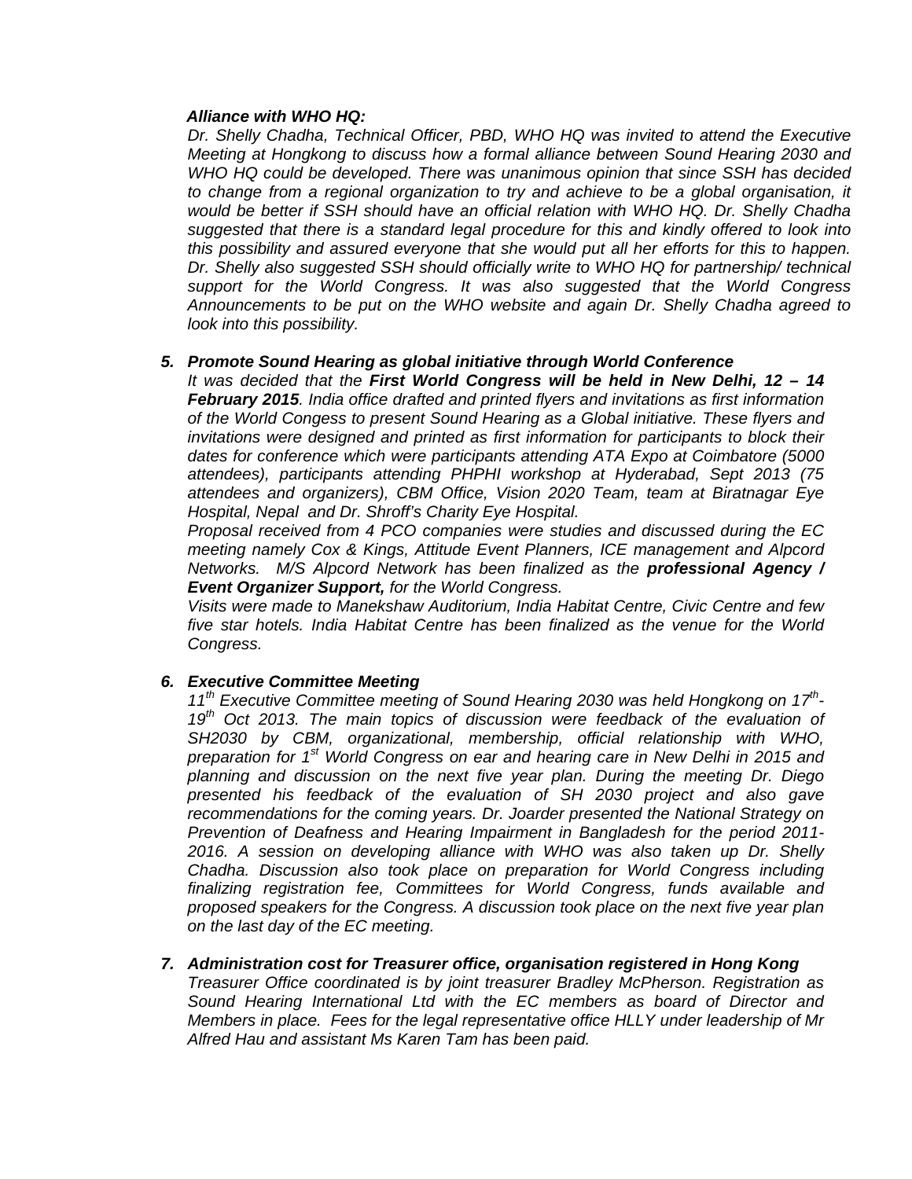***Alliance with WHO HQ:***

*Dr. Shelly Chadha, Technical Officer, PBD, WHO HQ was invited to attend the Executive Meeting at Hongkong to discuss how a formal alliance between Sound Hearing 2030 and WHO HQ could be developed. There was unanimous opinion that since SSH has decided to change from a regional organization to try and achieve to be a global organisation, it would be better if SSH should have an official relation with WHO HQ. Dr. Shelly Chadha suggested that there is a standard legal procedure for this and kindly offered to look into this possibility and assured everyone that she would put all her efforts for this to happen. Dr. Shelly also suggested SSH should officially write to WHO HQ for partnership/ technical support for the World Congress. It was also suggested that the World Congress Announcements to be put on the WHO website and again Dr. Shelly Chadha agreed to look into this possibility.*

5. ***Promote Sound Hearing as global initiative through World Conference***

   *It was decided that the **First World Congress will be held in New Delhi, 12 – 14 February 2015**. India office drafted and printed flyers and invitations as first information of the World Congess to present Sound Hearing as a Global initiative. These flyers and invitations were designed and printed as first information for participants to block their dates for conference which were participants attending ATA Expo at Coimbatore (5000 attendees), participants attending PHPHI workshop at Hyderabad, Sept 2013 (75 attendees and organizers), CBM Office, Vision 2020 Team, team at Biratnagar Eye Hospital, Nepal and Dr. Shroff's Charity Eye Hospital.*

   *Proposal received from 4 PCO companies were studies and discussed during the EC meeting namely Cox & Kings, Attitude Event Planners, ICE management and Alpcord Networks. M/S Alpcord Network has been finalized as the **professional Agency / Event Organizer Support,** for the World Congress.*

   *Visits were made to Manekshaw Auditorium, India Habitat Centre, Civic Centre and few five star hotels. India Habitat Centre has been finalized as the venue for the World Congress.*

6. ***Executive Committee Meeting***

   *11th Executive Committee meeting of Sound Hearing 2030 was held Hongkong on 17th-19th Oct 2013. The main topics of discussion were feedback of the evaluation of SH2030 by CBM, organizational, membership, official relationship with WHO, preparation for 1st World Congress on ear and hearing care in New Delhi in 2015 and planning and discussion on the next five year plan. During the meeting Dr. Diego presented his feedback of the evaluation of SH 2030 project and also gave recommendations for the coming years. Dr. Joarder presented the National Strategy on Prevention of Deafness and Hearing Impairment in Bangladesh for the period 2011-2016. A session on developing alliance with WHO was also taken up Dr. Shelly Chadha. Discussion also took place on preparation for World Congress including finalizing registration fee, Committees for World Congress, funds available and proposed speakers for the Congress. A discussion took place on the next five year plan on the last day of the EC meeting.*

7. ***Administration cost for Treasurer office, organisation registered in Hong Kong***

   *Treasurer Office coordinated is by joint treasurer Bradley McPherson. Registration as Sound Hearing International Ltd with the EC members as board of Director and Members in place. Fees for the legal representative office HLLY under leadership of Mr Alfred Hau and assistant Ms Karen Tam has been paid.*